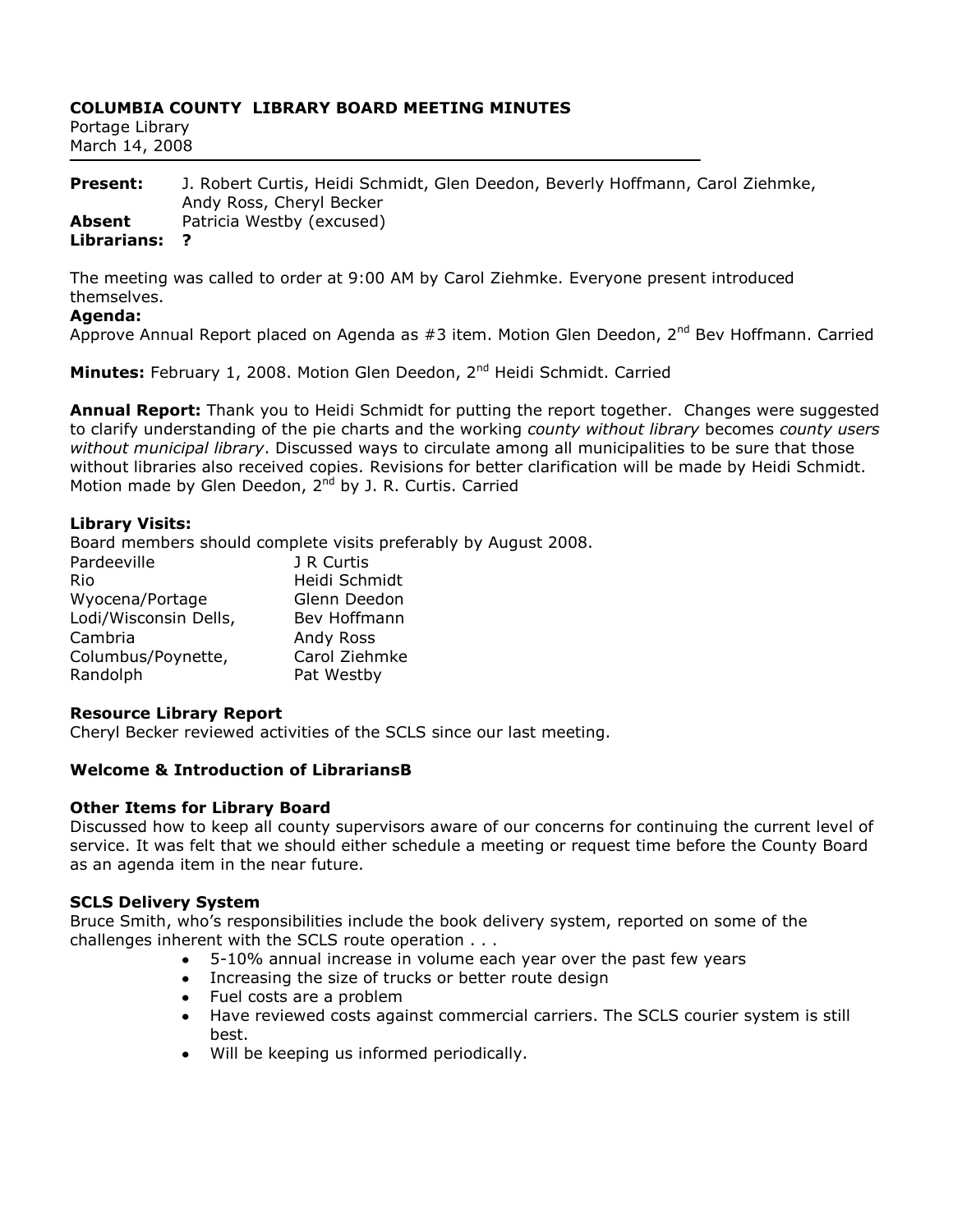**COLUMBIA COUNTY LIBRARY BOARD MEETING MINUTES**

Portage Library
March 14, 2008

---

**Present:** J. Robert Curtis, Heidi Schmidt, Glen Deedon, Beverly Hoffmann, Carol Ziehmke, Andy Ross, Cheryl Becker
**Absent** Patricia Westby (excused)
**Librarians: ?**

The meeting was called to order at 9:00 AM by Carol Ziehmke. Everyone present introduced themselves.

**Agenda:**
Approve Annual Report placed on Agenda as #3 item. Motion Glen Deedon, 2nd Bev Hoffmann. Carried

**Minutes:** February 1, 2008. Motion Glen Deedon, 2nd Heidi Schmidt. Carried

**Annual Report:** Thank you to Heidi Schmidt for putting the report together. Changes were suggested to clarify understanding of the pie charts and the working *county without library* becomes *county users without municipal library*. Discussed ways to circulate among all municipalities to be sure that those without libraries also received copies. Revisions for better clarification will be made by Heidi Schmidt. Motion made by Glen Deedon, 2nd by J. R. Curtis. Carried

**Library Visits:**
Board members should complete visits preferably by August 2008.

| | |
|---|---|
| Pardeeville | J R Curtis |
| Rio | Heidi Schmidt |
| Wyocena/Portage | Glenn Deedon |
| Lodi/Wisconsin Dells, | Bev Hoffmann |
| Cambria | Andy Ross |
| Columbus/Poynette, | Carol Ziehmke |
| Randolph | Pat Westby |

**Resource Library Report**
Cheryl Becker reviewed activities of the SCLS since our last meeting.

**Welcome & Introduction of LibrariansB**

**Other Items for Library Board**
Discussed how to keep all county supervisors aware of our concerns for continuing the current level of service. It was felt that we should either schedule a meeting or request time before the County Board as an agenda item in the near future.

**SCLS Delivery System**
Bruce Smith, who's responsibilities include the book delivery system, reported on some of the challenges inherent with the SCLS route operation . . .

- 5-10% annual increase in volume each year over the past few years
- Increasing the size of trucks or better route design
- Fuel costs are a problem
- Have reviewed costs against commercial carriers. The SCLS courier system is still best.
- Will be keeping us informed periodically.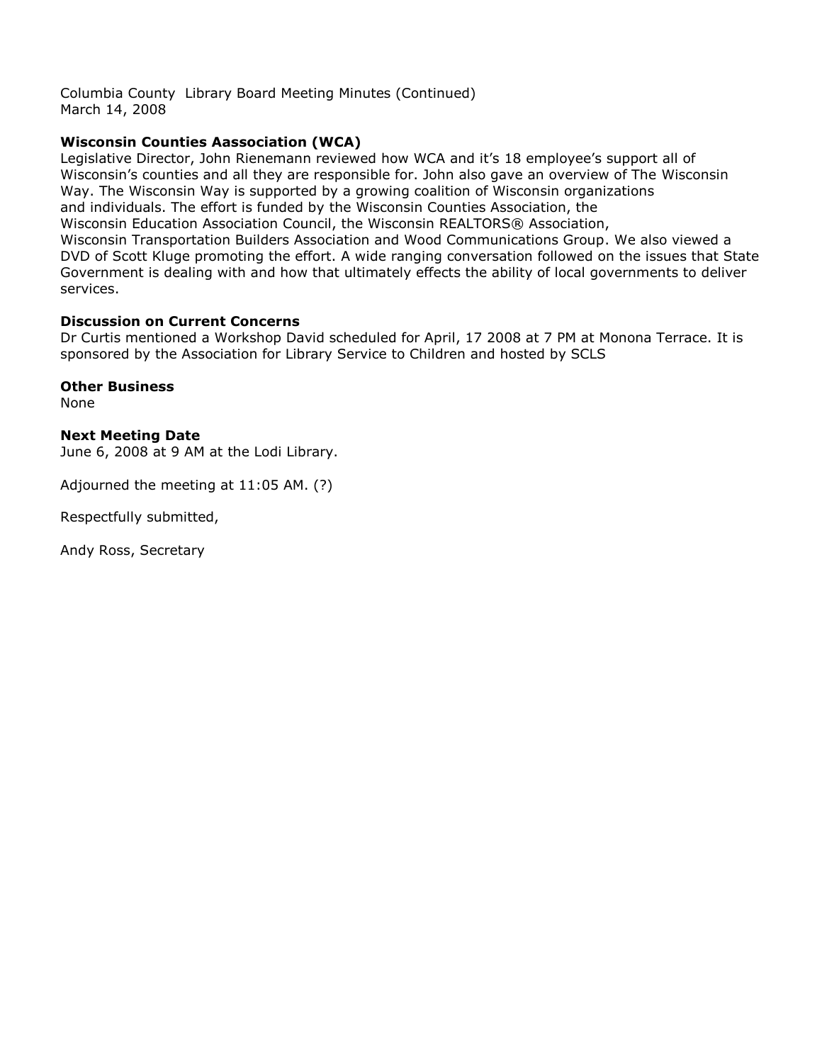Columbia County Library Board Meeting Minutes (Continued)
March 14, 2008

**Wisconsin Counties Aassociation (WCA)**

Legislative Director, John Rienemann reviewed how WCA and it's 18 employee's support all of Wisconsin's counties and all they are responsible for. John also gave an overview of The Wisconsin Way. The Wisconsin Way is supported by a growing coalition of Wisconsin organizations and individuals. The effort is funded by the Wisconsin Counties Association, the Wisconsin Education Association Council, the Wisconsin REALTORS® Association, Wisconsin Transportation Builders Association and Wood Communications Group. We also viewed a DVD of Scott Kluge promoting the effort. A wide ranging conversation followed on the issues that State Government is dealing with and how that ultimately effects the ability of local governments to deliver services.

**Discussion on Current Concerns**

Dr Curtis mentioned a Workshop David scheduled for April, 17 2008 at 7 PM at Monona Terrace. It is sponsored by the Association for Library Service to Children and hosted by SCLS

**Other Business**

None

**Next Meeting Date**

June 6, 2008 at 9 AM at the Lodi Library.

Adjourned the meeting at 11:05 AM. (?)

Respectfully submitted,

Andy Ross, Secretary